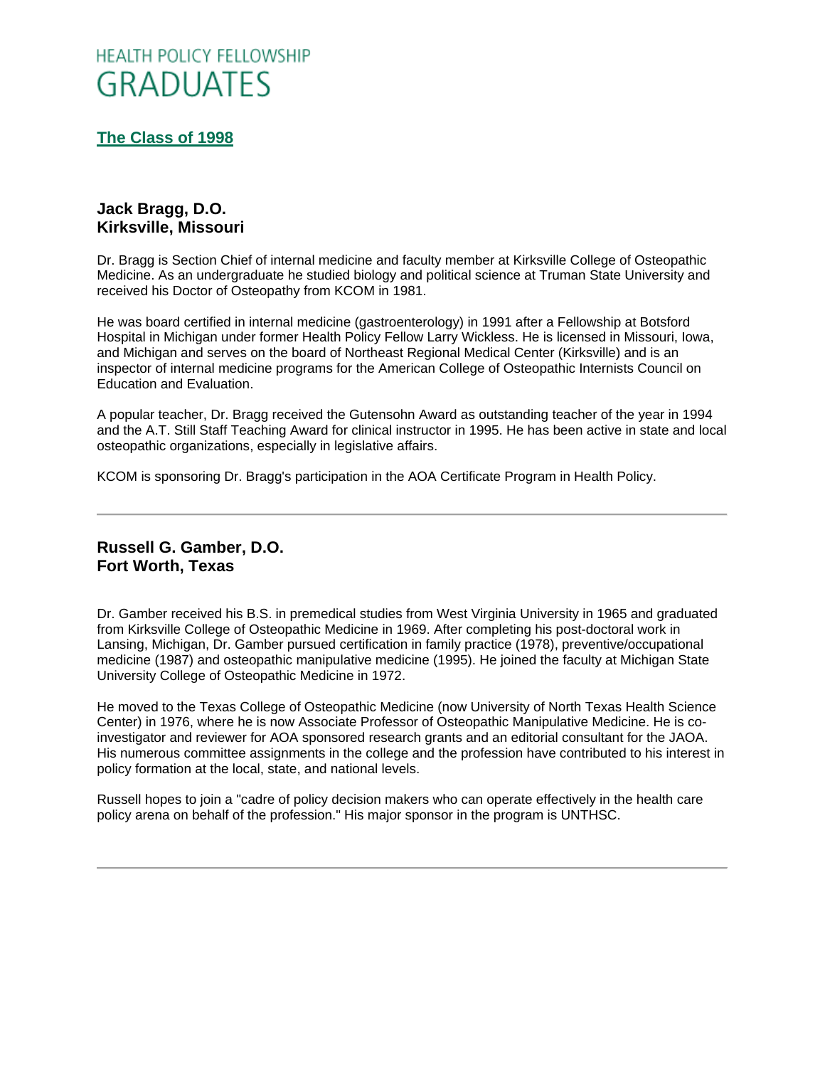# HEALTH POLICY FELLOWSHIP GRADUATES

## The Class of 1998

### Jack Bragg, D.O.
### Kirksville, Missouri

Dr. Bragg is Section Chief of internal medicine and faculty member at Kirksville College of Osteopathic Medicine. As an undergraduate he studied biology and political science at Truman State University and received his Doctor of Osteopathy from KCOM in 1981.

He was board certified in internal medicine (gastroenterology) in 1991 after a Fellowship at Botsford Hospital in Michigan under former Health Policy Fellow Larry Wickless. He is licensed in Missouri, Iowa, and Michigan and serves on the board of Northeast Regional Medical Center (Kirksville) and is an inspector of internal medicine programs for the American College of Osteopathic Internists Council on Education and Evaluation.

A popular teacher, Dr. Bragg received the Gutensohn Award as outstanding teacher of the year in 1994 and the A.T. Still Staff Teaching Award for clinical instructor in 1995. He has been active in state and local osteopathic organizations, especially in legislative affairs.

KCOM is sponsoring Dr. Bragg's participation in the AOA Certificate Program in Health Policy.

---

### Russell G. Gamber, D.O.
### Fort Worth, Texas

Dr. Gamber received his B.S. in premedical studies from West Virginia University in 1965 and graduated from Kirksville College of Osteopathic Medicine in 1969. After completing his post-doctoral work in Lansing, Michigan, Dr. Gamber pursued certification in family practice (1978), preventive/occupational medicine (1987) and osteopathic manipulative medicine (1995). He joined the faculty at Michigan State University College of Osteopathic Medicine in 1972.

He moved to the Texas College of Osteopathic Medicine (now University of North Texas Health Science Center) in 1976, where he is now Associate Professor of Osteopathic Manipulative Medicine. He is co-investigator and reviewer for AOA sponsored research grants and an editorial consultant for the JAOA. His numerous committee assignments in the college and the profession have contributed to his interest in policy formation at the local, state, and national levels.

Russell hopes to join a "cadre of policy decision makers who can operate effectively in the health care policy arena on behalf of the profession." His major sponsor in the program is UNTHSC.

---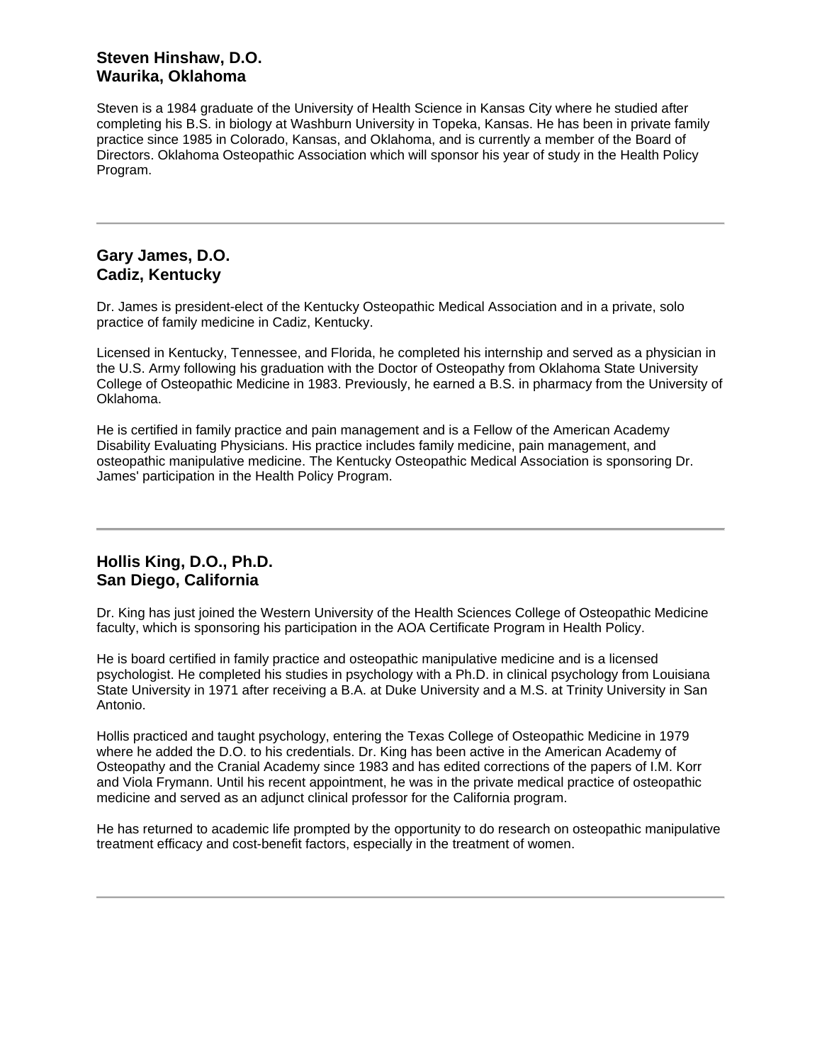### Steven Hinshaw, D.O.
### Waurika, Oklahoma

Steven is a 1984 graduate of the University of Health Science in Kansas City where he studied after completing his B.S. in biology at Washburn University in Topeka, Kansas. He has been in private family practice since 1985 in Colorado, Kansas, and Oklahoma, and is currently a member of the Board of Directors. Oklahoma Osteopathic Association which will sponsor his year of study in the Health Policy Program.

---

### Gary James, D.O.
### Cadiz, Kentucky

Dr. James is president-elect of the Kentucky Osteopathic Medical Association and in a private, solo practice of family medicine in Cadiz, Kentucky.

Licensed in Kentucky, Tennessee, and Florida, he completed his internship and served as a physician in the U.S. Army following his graduation with the Doctor of Osteopathy from Oklahoma State University College of Osteopathic Medicine in 1983. Previously, he earned a B.S. in pharmacy from the University of Oklahoma.

He is certified in family practice and pain management and is a Fellow of the American Academy Disability Evaluating Physicians. His practice includes family medicine, pain management, and osteopathic manipulative medicine. The Kentucky Osteopathic Medical Association is sponsoring Dr. James' participation in the Health Policy Program.

---

### Hollis King, D.O., Ph.D.
### San Diego, California

Dr. King has just joined the Western University of the Health Sciences College of Osteopathic Medicine faculty, which is sponsoring his participation in the AOA Certificate Program in Health Policy.

He is board certified in family practice and osteopathic manipulative medicine and is a licensed psychologist. He completed his studies in psychology with a Ph.D. in clinical psychology from Louisiana State University in 1971 after receiving a B.A. at Duke University and a M.S. at Trinity University in San Antonio.

Hollis practiced and taught psychology, entering the Texas College of Osteopathic Medicine in 1979 where he added the D.O. to his credentials. Dr. King has been active in the American Academy of Osteopathy and the Cranial Academy since 1983 and has edited corrections of the papers of I.M. Korr and Viola Frymann. Until his recent appointment, he was in the private medical practice of osteopathic medicine and served as an adjunct clinical professor for the California program.

He has returned to academic life prompted by the opportunity to do research on osteopathic manipulative treatment efficacy and cost-benefit factors, especially in the treatment of women.

---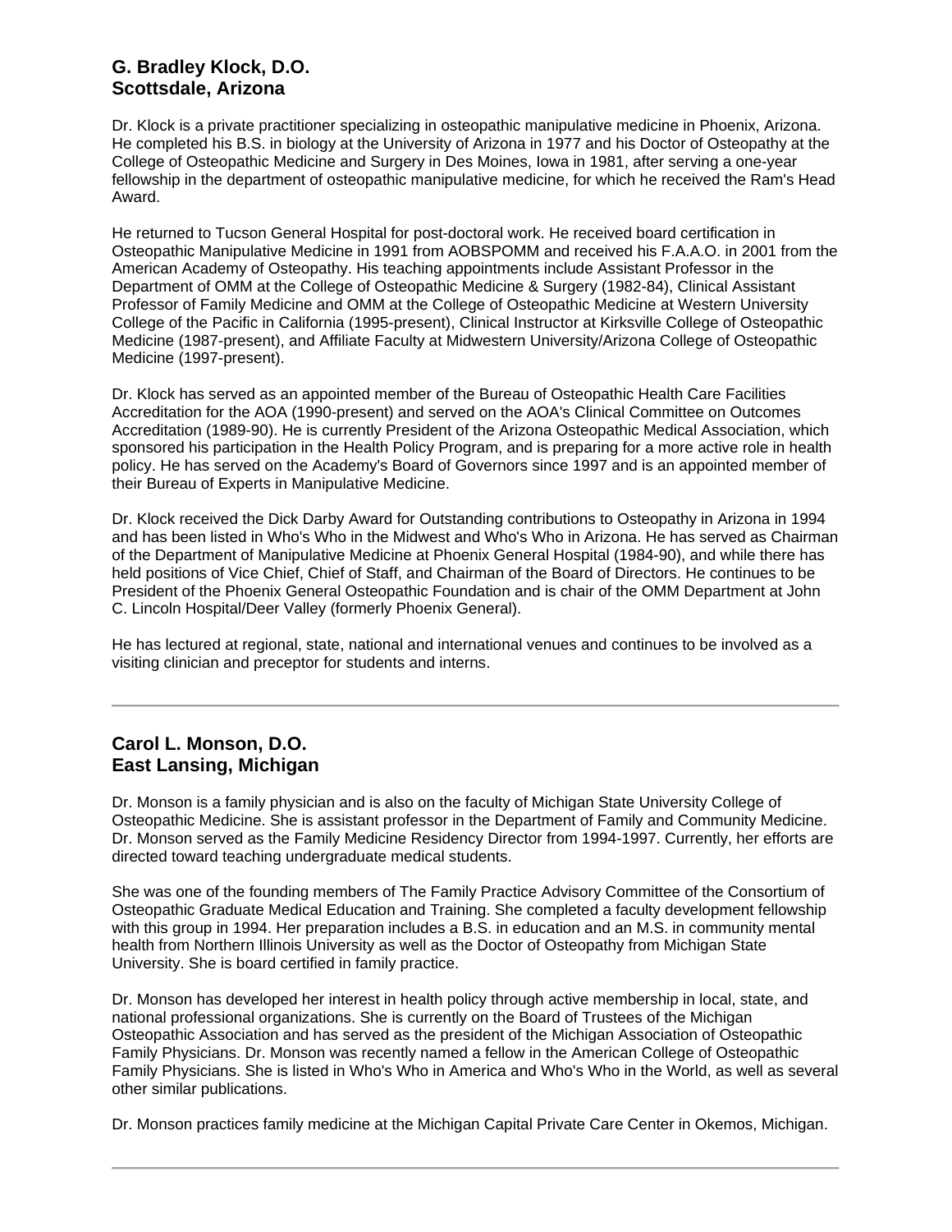### G. Bradley Klock, D.O.
### Scottsdale, Arizona

Dr. Klock is a private practitioner specializing in osteopathic manipulative medicine in Phoenix, Arizona. He completed his B.S. in biology at the University of Arizona in 1977 and his Doctor of Osteopathy at the College of Osteopathic Medicine and Surgery in Des Moines, Iowa in 1981, after serving a one-year fellowship in the department of osteopathic manipulative medicine, for which he received the Ram's Head Award.

He returned to Tucson General Hospital for post-doctoral work. He received board certification in Osteopathic Manipulative Medicine in 1991 from AOBSPOMM and received his F.A.A.O. in 2001 from the American Academy of Osteopathy. His teaching appointments include Assistant Professor in the Department of OMM at the College of Osteopathic Medicine & Surgery (1982-84), Clinical Assistant Professor of Family Medicine and OMM at the College of Osteopathic Medicine at Western University College of the Pacific in California (1995-present), Clinical Instructor at Kirksville College of Osteopathic Medicine (1987-present), and Affiliate Faculty at Midwestern University/Arizona College of Osteopathic Medicine (1997-present).

Dr. Klock has served as an appointed member of the Bureau of Osteopathic Health Care Facilities Accreditation for the AOA (1990-present) and served on the AOA's Clinical Committee on Outcomes Accreditation (1989-90). He is currently President of the Arizona Osteopathic Medical Association, which sponsored his participation in the Health Policy Program, and is preparing for a more active role in health policy. He has served on the Academy's Board of Governors since 1997 and is an appointed member of their Bureau of Experts in Manipulative Medicine.

Dr. Klock received the Dick Darby Award for Outstanding contributions to Osteopathy in Arizona in 1994 and has been listed in Who's Who in the Midwest and Who's Who in Arizona. He has served as Chairman of the Department of Manipulative Medicine at Phoenix General Hospital (1984-90), and while there has held positions of Vice Chief, Chief of Staff, and Chairman of the Board of Directors. He continues to be President of the Phoenix General Osteopathic Foundation and is chair of the OMM Department at John C. Lincoln Hospital/Deer Valley (formerly Phoenix General).

He has lectured at regional, state, national and international venues and continues to be involved as a visiting clinician and preceptor for students and interns.

---

### Carol L. Monson, D.O.
### East Lansing, Michigan

Dr. Monson is a family physician and is also on the faculty of Michigan State University College of Osteopathic Medicine. She is assistant professor in the Department of Family and Community Medicine. Dr. Monson served as the Family Medicine Residency Director from 1994-1997. Currently, her efforts are directed toward teaching undergraduate medical students.

She was one of the founding members of The Family Practice Advisory Committee of the Consortium of Osteopathic Graduate Medical Education and Training. She completed a faculty development fellowship with this group in 1994. Her preparation includes a B.S. in education and an M.S. in community mental health from Northern Illinois University as well as the Doctor of Osteopathy from Michigan State University. She is board certified in family practice.

Dr. Monson has developed her interest in health policy through active membership in local, state, and national professional organizations. She is currently on the Board of Trustees of the Michigan Osteopathic Association and has served as the president of the Michigan Association of Osteopathic Family Physicians. Dr. Monson was recently named a fellow in the American College of Osteopathic Family Physicians. She is listed in Who's Who in America and Who's Who in the World, as well as several other similar publications.

Dr. Monson practices family medicine at the Michigan Capital Private Care Center in Okemos, Michigan.

---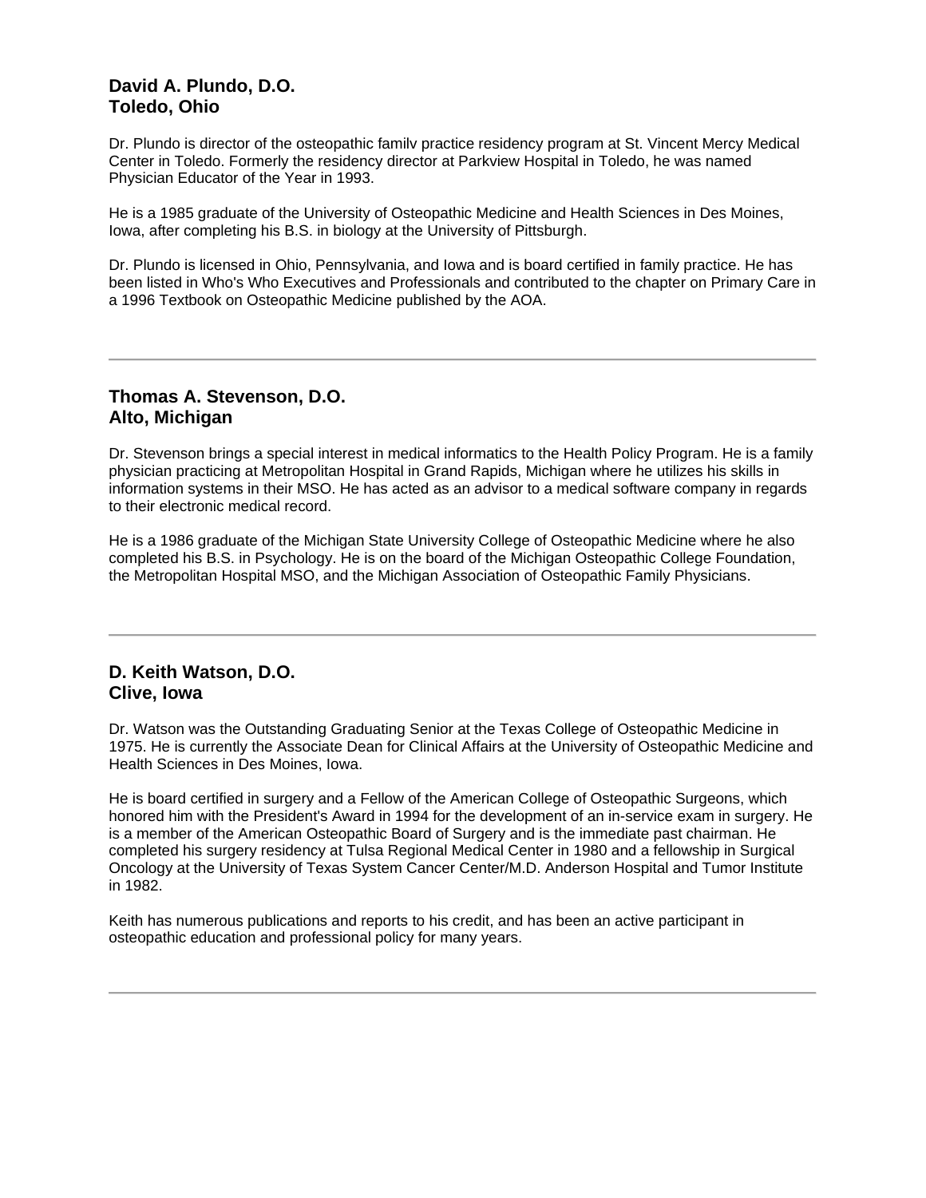**David A. Plundo, D.O.**
**Toledo, Ohio**

Dr. Plundo is director of the osteopathic familv practice residency program at St. Vincent Mercy Medical Center in Toledo. Formerly the residency director at Parkview Hospital in Toledo, he was named Physician Educator of the Year in 1993.

He is a 1985 graduate of the University of Osteopathic Medicine and Health Sciences in Des Moines, Iowa, after completing his B.S. in biology at the University of Pittsburgh.

Dr. Plundo is licensed in Ohio, Pennsylvania, and Iowa and is board certified in family practice. He has been listed in Who's Who Executives and Professionals and contributed to the chapter on Primary Care in a 1996 Textbook on Osteopathic Medicine published by the AOA.

---

**Thomas A. Stevenson, D.O.**
**Alto, Michigan**

Dr. Stevenson brings a special interest in medical informatics to the Health Policy Program. He is a family physician practicing at Metropolitan Hospital in Grand Rapids, Michigan where he utilizes his skills in information systems in their MSO. He has acted as an advisor to a medical software company in regards to their electronic medical record.

He is a 1986 graduate of the Michigan State University College of Osteopathic Medicine where he also completed his B.S. in Psychology. He is on the board of the Michigan Osteopathic College Foundation, the Metropolitan Hospital MSO, and the Michigan Association of Osteopathic Family Physicians.

---

**D. Keith Watson, D.O.**
**Clive, Iowa**

Dr. Watson was the Outstanding Graduating Senior at the Texas College of Osteopathic Medicine in 1975. He is currently the Associate Dean for Clinical Affairs at the University of Osteopathic Medicine and Health Sciences in Des Moines, Iowa.

He is board certified in surgery and a Fellow of the American College of Osteopathic Surgeons, which honored him with the President's Award in 1994 for the development of an in-service exam in surgery. He is a member of the American Osteopathic Board of Surgery and is the immediate past chairman. He completed his surgery residency at Tulsa Regional Medical Center in 1980 and a fellowship in Surgical Oncology at the University of Texas System Cancer Center/M.D. Anderson Hospital and Tumor Institute in 1982.

Keith has numerous publications and reports to his credit, and has been an active participant in osteopathic education and professional policy for many years.

---